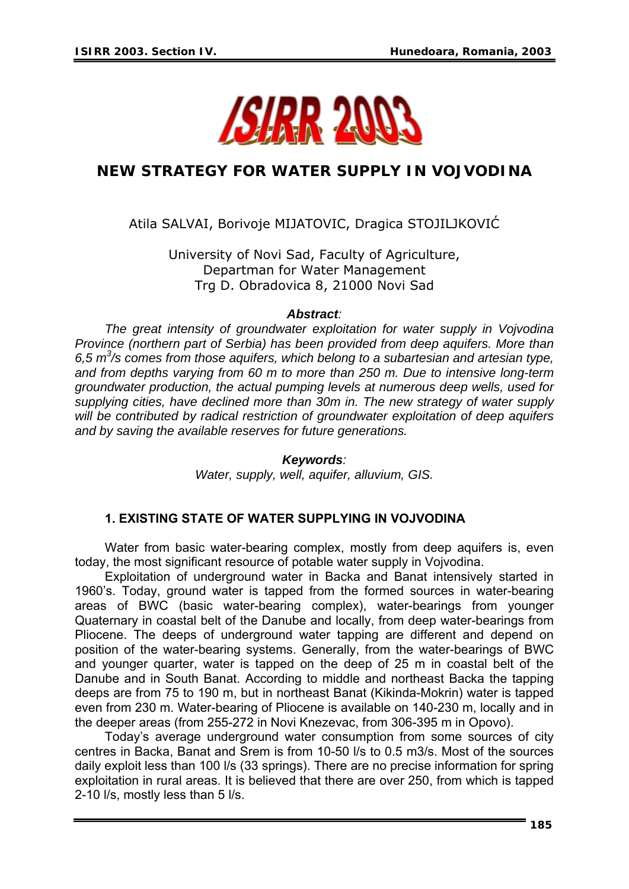# NEW STRATEGY FOR WATER SUPPLY IN VOJVODINA

Atila SALVAI, Borivoje MIJATOVIC, Dragica STOJILJKOVIĆ

University of Novi Sad, Faculty of Agriculture,
Departman for Water Management
Trg D. Obradovica 8, 21000 Novi Sad

***Abstract**:*

*The great intensity of groundwater exploitation for water supply in Vojvodina Province (northern part of Serbia) has been provided from deep aquifers. More than 6,5 $m^3$/s comes from those aquifers, which belong to a subartesian and artesian type, and from depths varying from 60 m to more than 250 m. Due to intensive long-term groundwater production, the actual pumping levels at numerous deep wells, used for supplying cities, have declined more than 30m in. The new strategy of water supply will be contributed by radical restriction of groundwater exploitation of deep aquifers and by saving the available reserves for future generations.*

***Keywords**:*
*Water, supply, well, aquifer, alluvium, GIS.*

## 1. EXISTING STATE OF WATER SUPPLYING IN VOJVODINA

Water from basic water-bearing complex, mostly from deep aquifers is, even today, the most significant resource of potable water supply in Vojvodina.

Exploitation of underground water in Backa and Banat intensively started in 1960's. Today, ground water is tapped from the formed sources in water-bearing areas of BWC (basic water-bearing complex), water-bearings from younger Quaternary in coastal belt of the Danube and locally, from deep water-bearings from Pliocene. The deeps of underground water tapping are different and depend on position of the water-bearing systems. Generally, from the water-bearings of BWC and younger quarter, water is tapped on the deep of 25 m in coastal belt of the Danube and in South Banat. According to middle and northeast Backa the tapping deeps are from 75 to 190 m, but in northeast Banat (Kikinda-Mokrin) water is tapped even from 230 m. Water-bearing of Pliocene is available on 140-230 m, locally and in the deeper areas (from 255-272 in Novi Knezevac, from 306-395 m in Opovo).

Today's average underground water consumption from some sources of city centres in Backa, Banat and Srem is from 10-50 l/s to 0.5 m3/s. Most of the sources daily exploit less than 100 l/s (33 springs). There are no precise information for spring exploitation in rural areas. It is believed that there are over 250, from which is tapped 2-10 l/s, mostly less than 5 l/s.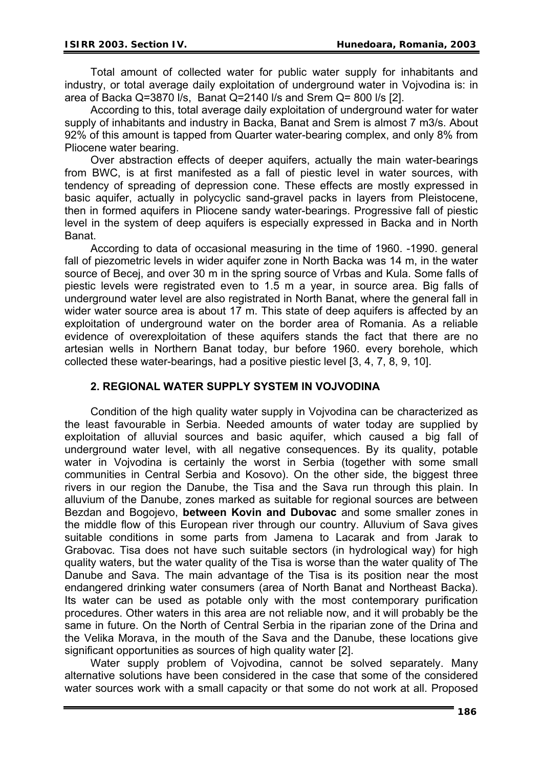Total amount of collected water for public water supply for inhabitants and industry, or total average daily exploitation of underground water in Vojvodina is: in area of Backa Q=3870 l/s, Banat Q=2140 l/s and Srem Q= 800 l/s [2].

According to this, total average daily exploitation of underground water for water supply of inhabitants and industry in Backa, Banat and Srem is almost 7 m3/s. About 92% of this amount is tapped from Quarter water-bearing complex, and only 8% from Pliocene water bearing.

Over abstraction effects of deeper aquifers, actually the main water-bearings from BWC, is at first manifested as a fall of piestic level in water sources, with tendency of spreading of depression cone. These effects are mostly expressed in basic aquifer, actually in polycyclic sand-gravel packs in layers from Pleistocene, then in formed aquifers in Pliocene sandy water-bearings. Progressive fall of piestic level in the system of deep aquifers is especially expressed in Backa and in North Banat.

According to data of occasional measuring in the time of 1960. -1990. general fall of piezometric levels in wider aquifer zone in North Backa was 14 m, in the water source of Becej, and over 30 m in the spring source of Vrbas and Kula. Some falls of piestic levels were registrated even to 1.5 m a year, in source area. Big falls of underground water level are also registrated in North Banat, where the general fall in wider water source area is about 17 m. This state of deep aquifers is affected by an exploitation of underground water on the border area of Romania. As a reliable evidence of overexploitation of these aquifers stands the fact that there are no artesian wells in Northern Banat today, bur before 1960. every borehole, which collected these water-bearings, had a positive piestic level [3, 4, 7, 8, 9, 10].

## 2. REGIONAL WATER SUPPLY SYSTEM IN VOJVODINA

Condition of the high quality water supply in Vojvodina can be characterized as the least favourable in Serbia. Needed amounts of water today are supplied by exploitation of alluvial sources and basic aquifer, which caused a big fall of underground water level, with all negative consequences. By its quality, potable water in Vojvodina is certainly the worst in Serbia (together with some small communities in Central Serbia and Kosovo). On the other side, the biggest three rivers in our region the Danube, the Tisa and the Sava run through this plain. In alluvium of the Danube, zones marked as suitable for regional sources are between Bezdan and Bogojevo, **between Kovin and Dubovac** and some smaller zones in the middle flow of this European river through our country. Alluvium of Sava gives suitable conditions in some parts from Jamena to Lacarak and from Jarak to Grabovac. Tisa does not have such suitable sectors (in hydrological way) for high quality waters, but the water quality of the Tisa is worse than the water quality of The Danube and Sava. The main advantage of the Tisa is its position near the most endangered drinking water consumers (area of North Banat and Northeast Backa). Its water can be used as potable only with the most contemporary purification procedures. Other waters in this area are not reliable now, and it will probably be the same in future. On the North of Central Serbia in the riparian zone of the Drina and the Velika Morava, in the mouth of the Sava and the Danube, these locations give significant opportunities as sources of high quality water [2].

Water supply problem of Vojvodina, cannot be solved separately. Many alternative solutions have been considered in the case that some of the considered water sources work with a small capacity or that some do not work at all. Proposed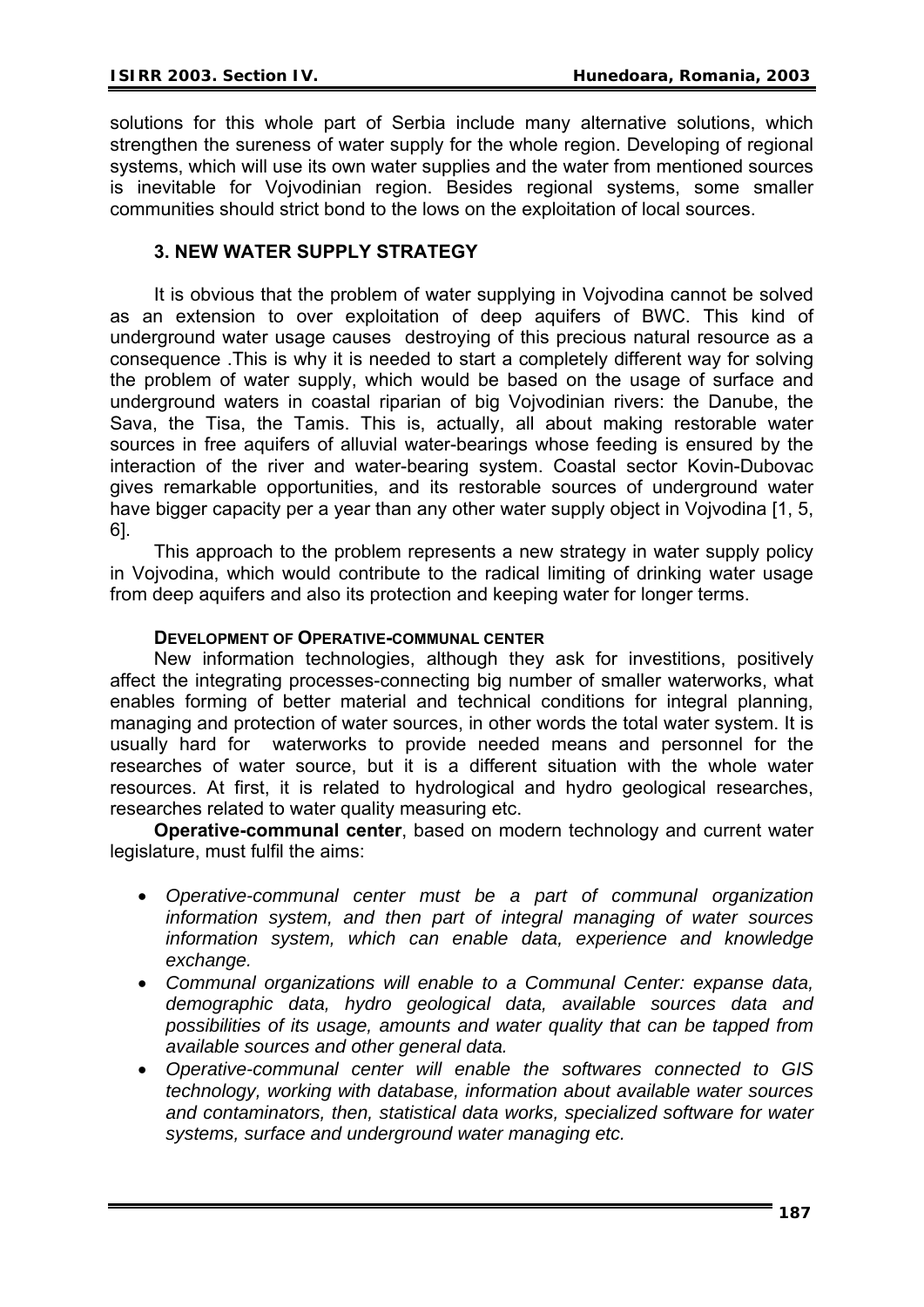solutions for this whole part of Serbia include many alternative solutions, which strengthen the sureness of water supply for the whole region. Developing of regional systems, which will use its own water supplies and the water from mentioned sources is inevitable for Vojvodinian region. Besides regional systems, some smaller communities should strict bond to the lows on the exploitation of local sources.

## 3. NEW WATER SUPPLY STRATEGY

It is obvious that the problem of water supplying in Vojvodina cannot be solved as an extension to over exploitation of deep aquifers of BWC. This kind of underground water usage causes destroying of this precious natural resource as a consequence .This is why it is needed to start a completely different way for solving the problem of water supply, which would be based on the usage of surface and underground waters in coastal riparian of big Vojvodinian rivers: the Danube, the Sava, the Tisa, the Tamis. This is, actually, all about making restorable water sources in free aquifers of alluvial water-bearings whose feeding is ensured by the interaction of the river and water-bearing system. Coastal sector Kovin-Dubovac gives remarkable opportunities, and its restorable sources of underground water have bigger capacity per a year than any other water supply object in Vojvodina [1, 5, 6].

This approach to the problem represents a new strategy in water supply policy in Vojvodina, which would contribute to the radical limiting of drinking water usage from deep aquifers and also its protection and keeping water for longer terms.

### DEVELOPMENT OF OPERATIVE-COMMUNAL CENTER

New information technologies, although they ask for investitions, positively affect the integrating processes-connecting big number of smaller waterworks, what enables forming of better material and technical conditions for integral planning, managing and protection of water sources, in other words the total water system. It is usually hard for waterworks to provide needed means and personnel for the researches of water source, but it is a different situation with the whole water resources. At first, it is related to hydrological and hydro geological researches, researches related to water quality measuring etc.

**Operative-communal center**, based on modern technology and current water legislature, must fulfil the aims:

- *Operative-communal center must be a part of communal organization information system, and then part of integral managing of water sources information system, which can enable data, experience and knowledge exchange.*
- *Communal organizations will enable to a Communal Center: expanse data, demographic data, hydro geological data, available sources data and possibilities of its usage, amounts and water quality that can be tapped from available sources and other general data.*
- *Operative-communal center will enable the softwares connected to GIS technology, working with database, information about available water sources and contaminators, then, statistical data works, specialized software for water systems, surface and underground water managing etc.*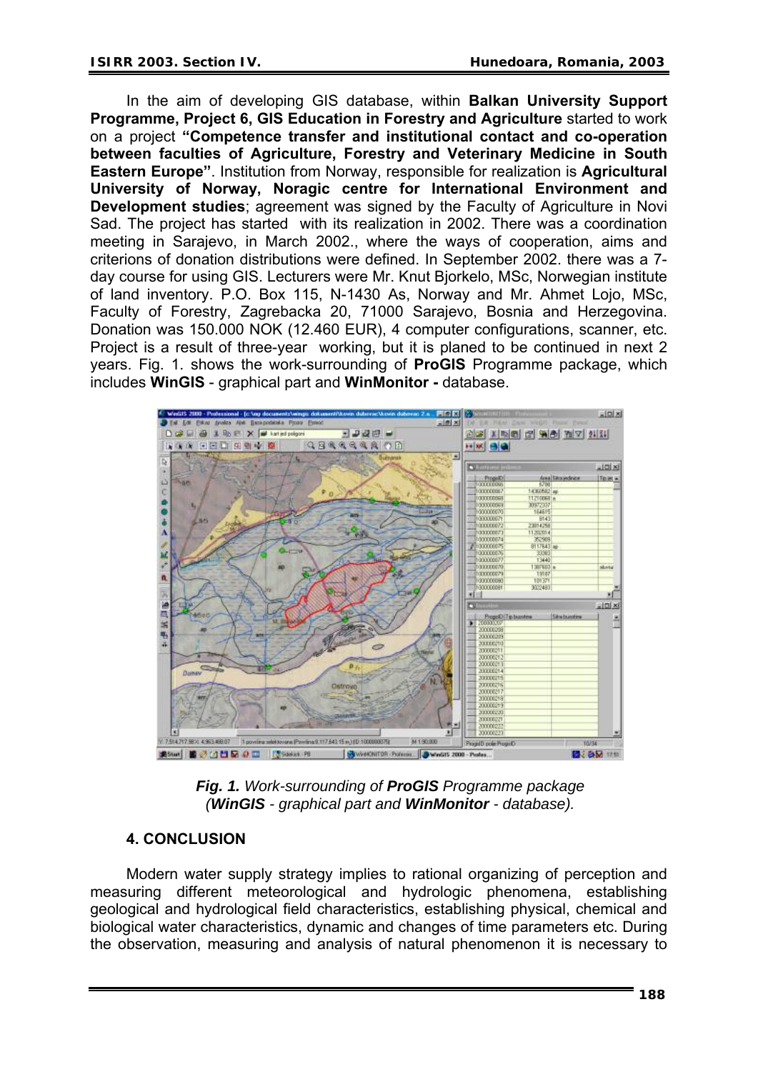In the aim of developing GIS database, within **Balkan University Support Programme, Project 6, GIS Education in Forestry and Agriculture** started to work on a project **"Competence transfer and institutional contact and co-operation between faculties of Agriculture, Forestry and Veterinary Medicine in South Eastern Europe"**. Institution from Norway, responsible for realization is **Agricultural University of Norway, Noragic centre for International Environment and Development studies**; agreement was signed by the Faculty of Agriculture in Novi Sad. The project has started with its realization in 2002. There was a coordination meeting in Sarajevo, in March 2002., where the ways of cooperation, aims and criterions of donation distributions were defined. In September 2002. there was a 7-day course for using GIS. Lecturers were Mr. Knut Bjorkelo, MSc, Norwegian institute of land inventory. P.O. Box 115, N-1430 As, Norway and Mr. Ahmet Lojo, MSc, Faculty of Forestry, Zagrebacka 20, 71000 Sarajevo, Bosnia and Herzegovina. Donation was 150.000 NOK (12.460 EUR), 4 computer configurations, scanner, etc. Project is a result of three-year working, but it is planed to be continued in next 2 years. Fig. 1. shows the work-surrounding of **ProGIS** Programme package, which includes **WinGIS** - graphical part and **WinMonitor -** database.

***Fig. 1.** Work-surrounding of **ProGIS** Programme package (**WinGIS** - graphical part and **WinMonitor** - database).*

## 4. CONCLUSION

Modern water supply strategy implies to rational organizing of perception and measuring different meteorological and hydrologic phenomena, establishing geological and hydrological field characteristics, establishing physical, chemical and biological water characteristics, dynamic and changes of time parameters etc. During the observation, measuring and analysis of natural phenomenon it is necessary to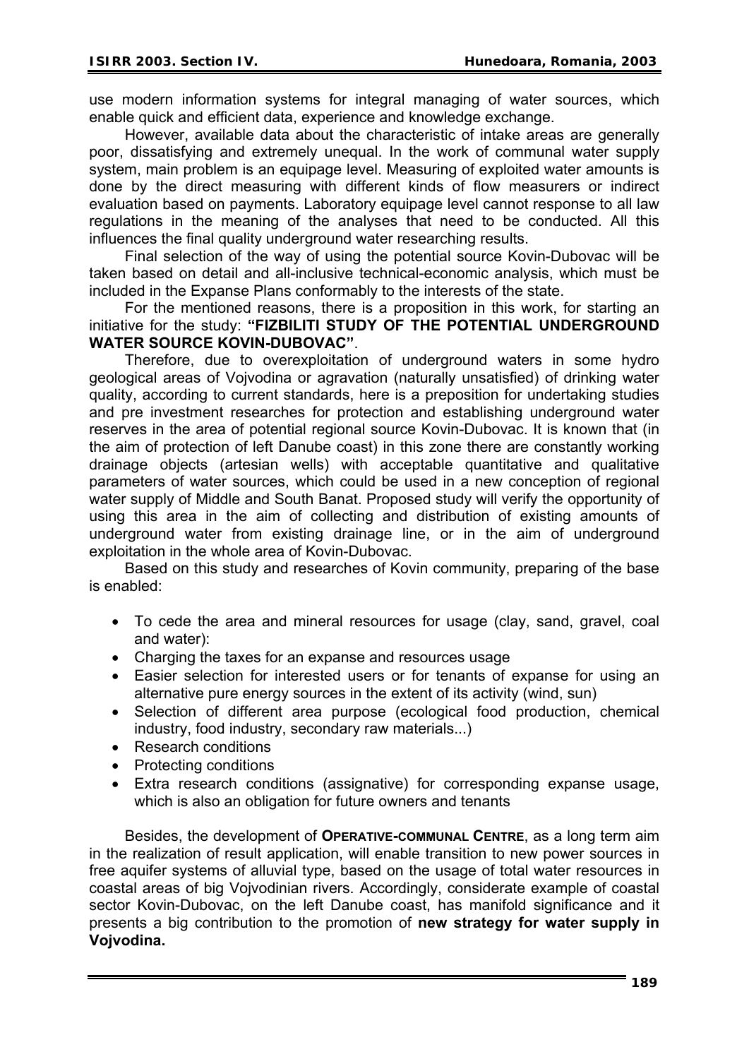use modern information systems for integral managing of water sources, which enable quick and efficient data, experience and knowledge exchange.

However, available data about the characteristic of intake areas are generally poor, dissatisfying and extremely unequal. In the work of communal water supply system, main problem is an equipage level. Measuring of exploited water amounts is done by the direct measuring with different kinds of flow measurers or indirect evaluation based on payments. Laboratory equipage level cannot response to all law regulations in the meaning of the analyses that need to be conducted. All this influences the final quality underground water researching results.

Final selection of the way of using the potential source Kovin-Dubovac will be taken based on detail and all-inclusive technical-economic analysis, which must be included in the Expanse Plans conformably to the interests of the state.

For the mentioned reasons, there is a proposition in this work, for starting an initiative for the study: **"FIZBILITI STUDY OF THE POTENTIAL UNDERGROUND WATER SOURCE KOVIN-DUBOVAC"**.

Therefore, due to overexploitation of underground waters in some hydro geological areas of Vojvodina or agravation (naturally unsatisfied) of drinking water quality, according to current standards, here is a preposition for undertaking studies and pre investment researches for protection and establishing underground water reserves in the area of potential regional source Kovin-Dubovac. It is known that (in the aim of protection of left Danube coast) in this zone there are constantly working drainage objects (artesian wells) with acceptable quantitative and qualitative parameters of water sources, which could be used in a new conception of regional water supply of Middle and South Banat. Proposed study will verify the opportunity of using this area in the aim of collecting and distribution of existing amounts of underground water from existing drainage line, or in the aim of underground exploitation in the whole area of Kovin-Dubovac.

Based on this study and researches of Kovin community, preparing of the base is enabled:

- To cede the area and mineral resources for usage (clay, sand, gravel, coal and water):
- Charging the taxes for an expanse and resources usage
- Easier selection for interested users or for tenants of expanse for using an alternative pure energy sources in the extent of its activity (wind, sun)
- Selection of different area purpose (ecological food production, chemical industry, food industry, secondary raw materials...)
- Research conditions
- Protecting conditions
- Extra research conditions (assignative) for corresponding expanse usage, which is also an obligation for future owners and tenants

Besides, the development of **OPERATIVE-COMMUNAL CENTRE**, as a long term aim in the realization of result application, will enable transition to new power sources in free aquifer systems of alluvial type, based on the usage of total water resources in coastal areas of big Vojvodinian rivers. Accordingly, considerate example of coastal sector Kovin-Dubovac, on the left Danube coast, has manifold significance and it presents a big contribution to the promotion of **new strategy for water supply in Vojvodina.**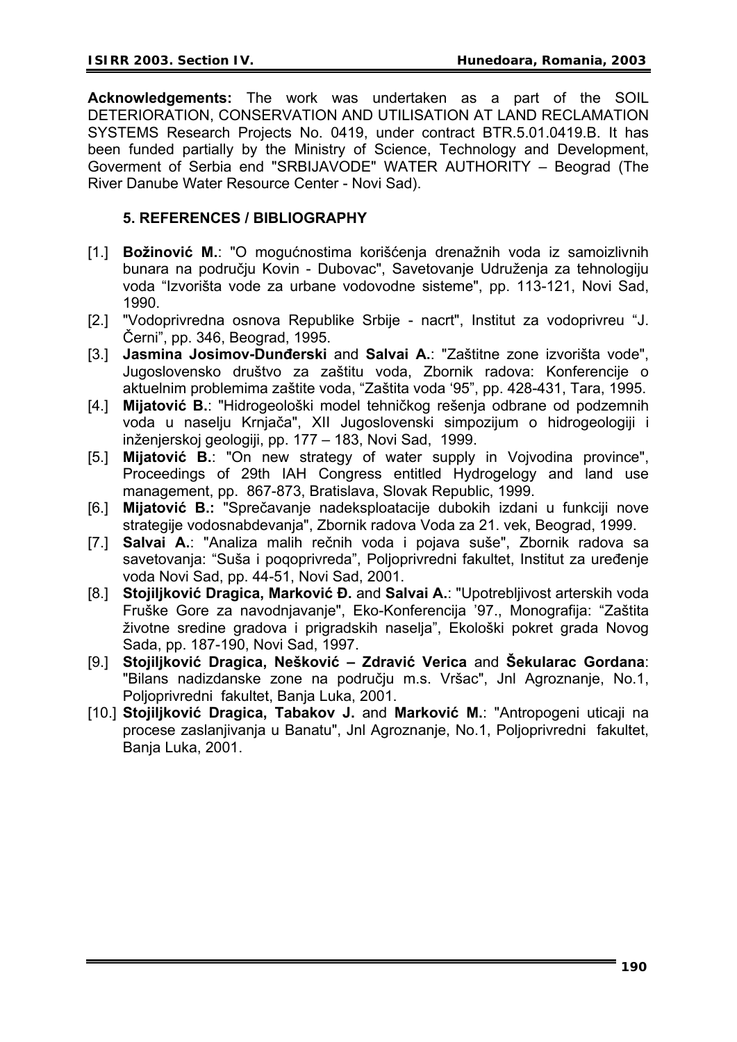**Acknowledgements:** The work was undertaken as a part of the SOIL DETERIORATION, CONSERVATION AND UTILISATION AT LAND RECLAMATION SYSTEMS Research Projects No. 0419, under contract BTR.5.01.0419.B. It has been funded partially by the Ministry of Science, Technology and Development, Goverment of Serbia end "SRBIJAVODE" WATER AUTHORITY – Beograd (The River Danube Water Resource Center - Novi Sad).

## 5. REFERENCES / BIBLIOGRAPHY

[1.] **Božinović M.**: "O mogućnostima korišćenja drenažnih voda iz samoizlivnih bunara na području Kovin - Dubovac", Savetovanje Udruženja za tehnologiju voda "Izvorišta vode za urbane vodovodne sisteme", pp. 113-121, Novi Sad, 1990.

[2.] "Vodoprivredna osnova Republike Srbije - nacrt", Institut za vodoprivreu "J. Černi", pp. 346, Beograd, 1995.

[3.] **Jasmina Josimov-Dunđerski** and **Salvai A.**: "Zaštitne zone izvorišta vode", Jugoslovensko društvo za zaštitu voda, Zbornik radova: Konferencije o aktuelnim problemima zaštite voda, "Zaštita voda '95", pp. 428-431, Tara, 1995.

[4.] **Mijatović B.**: "Hidrogeološki model tehničkog rešenja odbrane od podzemnih voda u naselju Krnjača", XII Jugoslovenski simpozijum o hidrogeologiji i inženjerskoj geologiji, pp. 177 – 183, Novi Sad, 1999.

[5.] **Mijatović B.**: "On new strategy of water supply in Vojvodina province", Proceedings of 29th IAH Congress entitled Hydrogelogy and land use management, pp. 867-873, Bratislava, Slovak Republic, 1999.

[6.] **Mijatović B.:** "Sprečavanje nadeksploatacije dubokih izdani u funkciji nove strategije vodosnabdevanja", Zbornik radova Voda za 21. vek, Beograd, 1999.

[7.] **Salvai A.**: "Analiza malih rečnih voda i pojava suše", Zbornik radova sa savetovanja: "Suša i poqoprivreda", Poljoprivredni fakultet, Institut za uređenje voda Novi Sad, pp. 44-51, Novi Sad, 2001.

[8.] **Stojiljković Dragica, Marković Đ.** and **Salvai A.**: "Upotrebljivost arterskih voda Fruške Gore za navodnjavanje", Eko-Konferencija '97., Monografija: "Zaštita životne sredine gradova i prigradskih naselja", Ekološki pokret grada Novog Sada, pp. 187-190, Novi Sad, 1997.

[9.] **Stojiljković Dragica, Nešković – Zdravić Verica** and **Šekularac Gordana**: "Bilans nadizdanske zone na području m.s. Vršac", Jnl Agroznanje, No.1, Poljoprivredni fakultet, Banja Luka, 2001.

[10.] **Stojiljković Dragica, Tabakov J.** and **Marković M.**: "Antropogeni uticaji na procese zaslanjivanja u Banatu", Jnl Agroznanje, No.1, Poljoprivredni fakultet, Banja Luka, 2001.